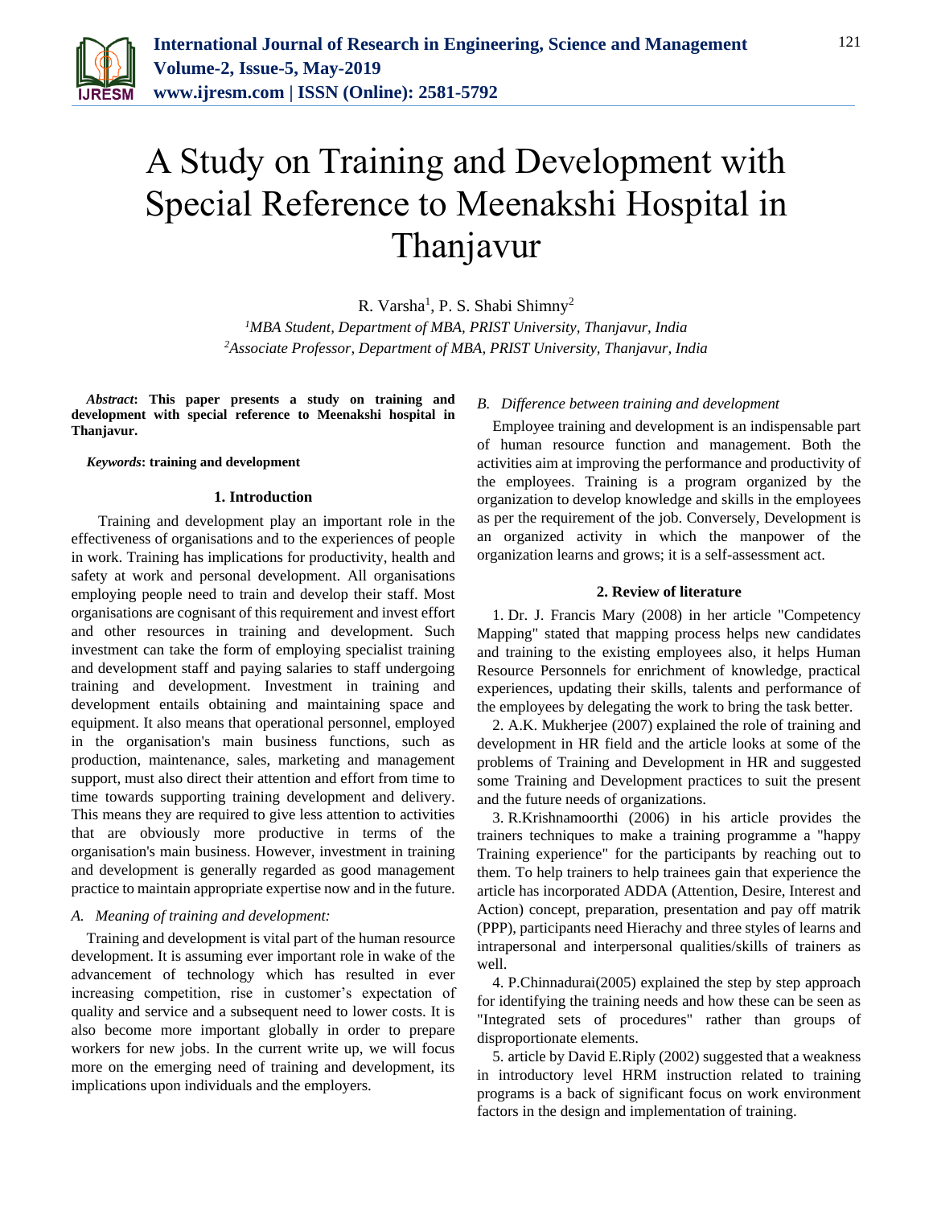# A Study on Training and Development with Special Reference to Meenakshi Hospital in Thanjavur

R. Varsha[1], P. S. Shabi Shimny[2]

[1]*MBA Student, Department of MBA, PRIST University, Thanjavur, India*
[2]*Associate Professor, Department of MBA, PRIST University, Thanjavur, India*

***Abstract*: This paper presents a study on training and development with special reference to Meenakshi hospital in Thanjavur.**

***Keywords*: training and development**

## 1. Introduction

Training and development play an important role in the effectiveness of organisations and to the experiences of people in work. Training has implications for productivity, health and safety at work and personal development. All organisations employing people need to train and develop their staff. Most organisations are cognisant of this requirement and invest effort and other resources in training and development. Such investment can take the form of employing specialist training and development staff and paying salaries to staff undergoing training and development. Investment in training and development entails obtaining and maintaining space and equipment. It also means that operational personnel, employed in the organisation's main business functions, such as production, maintenance, sales, marketing and management support, must also direct their attention and effort from time to time towards supporting training development and delivery. This means they are required to give less attention to activities that are obviously more productive in terms of the organisation's main business. However, investment in training and development is generally regarded as good management practice to maintain appropriate expertise now and in the future.

### A. *Meaning of training and development:*

Training and development is vital part of the human resource development. It is assuming ever important role in wake of the advancement of technology which has resulted in ever increasing competition, rise in customer's expectation of quality and service and a subsequent need to lower costs. It is also become more important globally in order to prepare workers for new jobs. In the current write up, we will focus more on the emerging need of training and development, its implications upon individuals and the employers.

### B. *Difference between training and development*

Employee training and development is an indispensable part of human resource function and management. Both the activities aim at improving the performance and productivity of the employees. Training is a program organized by the organization to develop knowledge and skills in the employees as per the requirement of the job. Conversely, Development is an organized activity in which the manpower of the organization learns and grows; it is a self-assessment act.

## 2. Review of literature

1. Dr. J. Francis Mary (2008) in her article "Competency Mapping" stated that mapping process helps new candidates and training to the existing employees also, it helps Human Resource Personnels for enrichment of knowledge, practical experiences, updating their skills, talents and performance of the employees by delegating the work to bring the task better.

2. A.K. Mukherjee (2007) explained the role of training and development in HR field and the article looks at some of the problems of Training and Development in HR and suggested some Training and Development practices to suit the present and the future needs of organizations.

3. R.Krishnamoorthi (2006) in his article provides the trainers techniques to make a training programme a "happy Training experience" for the participants by reaching out to them. To help trainers to help trainees gain that experience the article has incorporated ADDA (Attention, Desire, Interest and Action) concept, preparation, presentation and pay off matrik (PPP), participants need Hierachy and three styles of learns and intrapersonal and interpersonal qualities/skills of trainers as well.

4. P.Chinnadurai(2005) explained the step by step approach for identifying the training needs and how these can be seen as "Integrated sets of procedures" rather than groups of disproportionate elements.

5. article by David E.Riply (2002) suggested that a weakness in introductory level HRM instruction related to training programs is a back of significant focus on work environment factors in the design and implementation of training.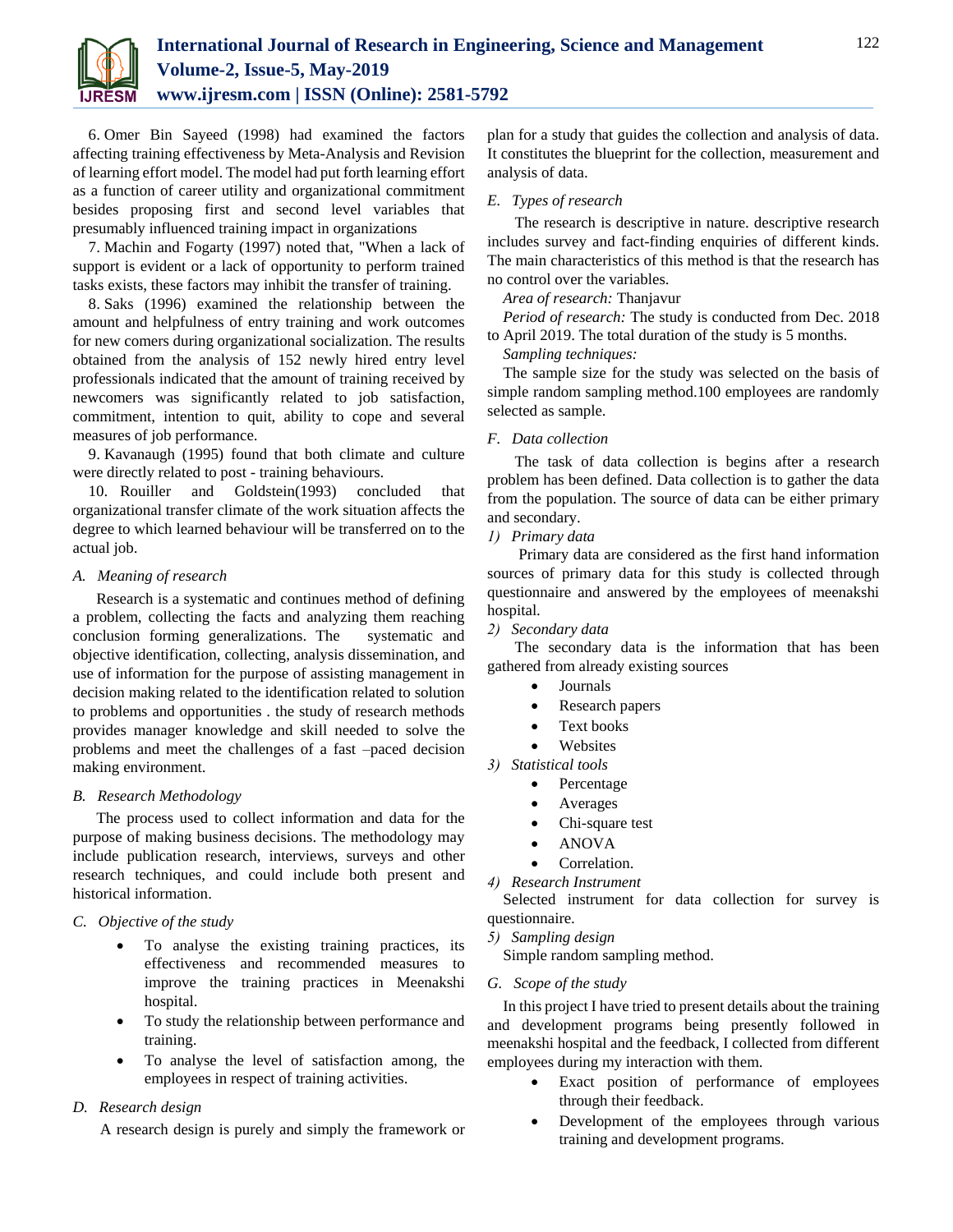6. Omer Bin Sayeed (1998) had examined the factors affecting training effectiveness by Meta-Analysis and Revision of learning effort model. The model had put forth learning effort as a function of career utility and organizational commitment besides proposing first and second level variables that presumably influenced training impact in organizations

7. Machin and Fogarty (1997) noted that, "When a lack of support is evident or a lack of opportunity to perform trained tasks exists, these factors may inhibit the transfer of training.

8. Saks (1996) examined the relationship between the amount and helpfulness of entry training and work outcomes for new comers during organizational socialization. The results obtained from the analysis of 152 newly hired entry level professionals indicated that the amount of training received by newcomers was significantly related to job satisfaction, commitment, intention to quit, ability to cope and several measures of job performance.

9. Kavanaugh (1995) found that both climate and culture were directly related to post - training behaviours.

10. Rouiller and Goldstein(1993) concluded that organizational transfer climate of the work situation affects the degree to which learned behaviour will be transferred on to the actual job.

### A. *Meaning of research*

Research is a systematic and continues method of defining a problem, collecting the facts and analyzing them reaching conclusion forming generalizations. The systematic and objective identification, collecting, analysis dissemination, and use of information for the purpose of assisting management in decision making related to the identification related to solution to problems and opportunities . the study of research methods provides manager knowledge and skill needed to solve the problems and meet the challenges of a fast –paced decision making environment.

### B. *Research Methodology*

The process used to collect information and data for the purpose of making business decisions. The methodology may include publication research, interviews, surveys and other research techniques, and could include both present and historical information.

### C. *Objective of the study*

- To analyse the existing training practices, its effectiveness and recommended measures to improve the training practices in Meenakshi hospital.
- To study the relationship between performance and training.
- To analyse the level of satisfaction among, the employees in respect of training activities.

### D. *Research design*

A research design is purely and simply the framework or plan for a study that guides the collection and analysis of data. It constitutes the blueprint for the collection, measurement and analysis of data.

### E. *Types of research*

The research is descriptive in nature. descriptive research includes survey and fact-finding enquiries of different kinds. The main characteristics of this method is that the research has no control over the variables.

*Area of research:* Thanjavur

*Period of research:* The study is conducted from Dec. 2018 to April 2019. The total duration of the study is 5 months.

*Sampling techniques:*

The sample size for the study was selected on the basis of simple random sampling method.100 employees are randomly selected as sample.

### F. *Data collection*

The task of data collection is begins after a research problem has been defined. Data collection is to gather the data from the population. The source of data can be either primary and secondary.

#### 1) *Primary data*

Primary data are considered as the first hand information sources of primary data for this study is collected through questionnaire and answered by the employees of meenakshi hospital.

#### 2) *Secondary data*

The secondary data is the information that has been gathered from already existing sources

- Journals
- Research papers
- Text books
- Websites

#### 3) *Statistical tools*

- Percentage
- Averages
- Chi-square test
- ANOVA
- Correlation.

#### 4) *Research Instrument*

Selected instrument for data collection for survey is questionnaire.

#### 5) *Sampling design*

Simple random sampling method.

### G. *Scope of the study*

In this project I have tried to present details about the training and development programs being presently followed in meenakshi hospital and the feedback, I collected from different employees during my interaction with them.

- Exact position of performance of employees through their feedback.
- Development of the employees through various training and development programs.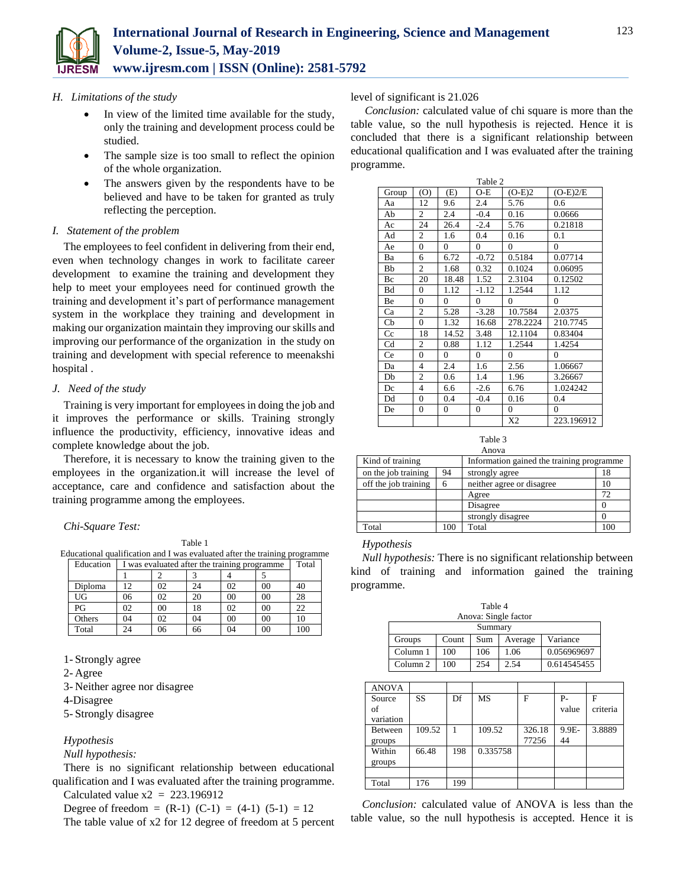### H. Limitations of the study

- In view of the limited time available for the study, only the training and development process could be studied.
- The sample size is too small to reflect the opinion of the whole organization.
- The answers given by the respondents have to be believed and have to be taken for granted as truly reflecting the perception.

### I. Statement of the problem

The employees to feel confident in delivering from their end, even when technology changes in work to facilitate career development to examine the training and development they help to meet your employees need for continued growth the training and development it's part of performance management system in the workplace they training and development in making our organization maintain they improving our skills and improving our performance of the organization in the study on training and development with special reference to meenakshi hospital .

### J. Need of the study

Training is very important for employees in doing the job and it improves the performance or skills. Training strongly influence the productivity, efficiency, innovative ideas and complete knowledge about the job.

Therefore, it is necessary to know the training given to the employees in the organization.it will increase the level of acceptance, care and confidence and satisfaction about the training programme among the employees.

*Chi-Square Test:*

Table 1
Educational qualification and I was evaluated after the training programme

| Education | I was evaluated after the training programme | | | | | Total |
|---|---|---|---|---|---|---|
| | 1 | 2 | 3 | 4 | 5 | |
| Diploma | 12 | 02 | 24 | 02 | 00 | 40 |
| UG | 06 | 02 | 20 | 00 | 00 | 28 |
| PG | 02 | 00 | 18 | 02 | 00 | 22 |
| Others | 04 | 02 | 04 | 00 | 00 | 10 |
| Total | 24 | 06 | 66 | 04 | 00 | 100 |

1- Strongly agree
2- Agree
3- Neither agree nor disagree
4-Disagree
5- Strongly disagree

*Hypothesis*

*Null hypothesis:*

There is no significant relationship between educational qualification and I was evaluated after the training programme.

Calculated value $x2 = 223.196912$

Degree of freedom $= (R-1)\ (C-1) = (4-1)\ (5-1) = 12$

The table value of x2 for 12 degree of freedom at 5 percent level of significant is 21.026

*Conclusion:* calculated value of chi square is more than the table value, so the null hypothesis is rejected. Hence it is concluded that there is a significant relationship between educational qualification and I was evaluated after the training programme.

Table 2

| Group | (O) | (E) | O-E | (O-E)2 | (O-E)2/E |
|---|---|---|---|---|---|
| Aa | 12 | 9.6 | 2.4 | 5.76 | 0.6 |
| Ab | 2 | 2.4 | -0.4 | 0.16 | 0.0666 |
| Ac | 24 | 26.4 | -2.4 | 5.76 | 0.21818 |
| Ad | 2 | 1.6 | 0.4 | 0.16 | 0.1 |
| Ae | 0 | 0 | 0 | 0 | 0 |
| Ba | 6 | 6.72 | -0.72 | 0.5184 | 0.07714 |
| Bb | 2 | 1.68 | 0.32 | 0.1024 | 0.06095 |
| Bc | 20 | 18.48 | 1.52 | 2.3104 | 0.12502 |
| Bd | 0 | 1.12 | -1.12 | 1.2544 | 1.12 |
| Be | 0 | 0 | 0 | 0 | 0 |
| Ca | 2 | 5.28 | -3.28 | 10.7584 | 2.0375 |
| Cb | 0 | 1.32 | 16.68 | 278.2224 | 210.7745 |
| Cc | 18 | 14.52 | 3.48 | 12.1104 | 0.83404 |
| Cd | 2 | 0.88 | 1.12 | 1.2544 | 1.4254 |
| Ce | 0 | 0 | 0 | 0 | 0 |
| Da | 4 | 2.4 | 1.6 | 2.56 | 1.06667 |
| Db | 2 | 0.6 | 1.4 | 1.96 | 3.26667 |
| Dc | 4 | 6.6 | -2.6 | 6.76 | 1.024242 |
| Dd | 0 | 0.4 | -0.4 | 0.16 | 0.4 |
| De | 0 | 0 | 0 | 0 | 0 |
| | | | | X2 | 223.196912 |

Table 3
Anova

| Kind of training | | Information gained the training programme | |
|---|---|---|---|
| on the job training | 94 | strongly agree | 18 |
| off the job training | 6 | neither agree or disagree | 10 |
| | | Agree | 72 |
| | | Disagree | 0 |
| | | strongly disagree | 0 |
| Total | 100 | Total | 100 |

*Hypothesis*

*Null hypothesis:* There is no significant relationship between kind of training and information gained the training programme.

Table 4
Anova: Single factor

| Summary | | | | |
|---|---|---|---|---|
| Groups | Count | Sum | Average | Variance |
| Column 1 | 100 | 106 | 1.06 | 0.056969697 |
| Column 2 | 100 | 254 | 2.54 | 0.614545455 |

| ANOVA | | | | | | |
|---|---|---|---|---|---|---|
| Source of variation | SS | Df | MS | F | P-value | F criteria |
| Between groups | 109.52 | 1 | 109.52 | 326.1877256 | 9.9E-44 | 3.8889 |
| Within groups | 66.48 | 198 | 0.335758 | | | |
| | | | | | | |
| Total | 176 | 199 | | | | |

*Conclusion:* calculated value of ANOVA is less than the table value, so the null hypothesis is accepted. Hence it is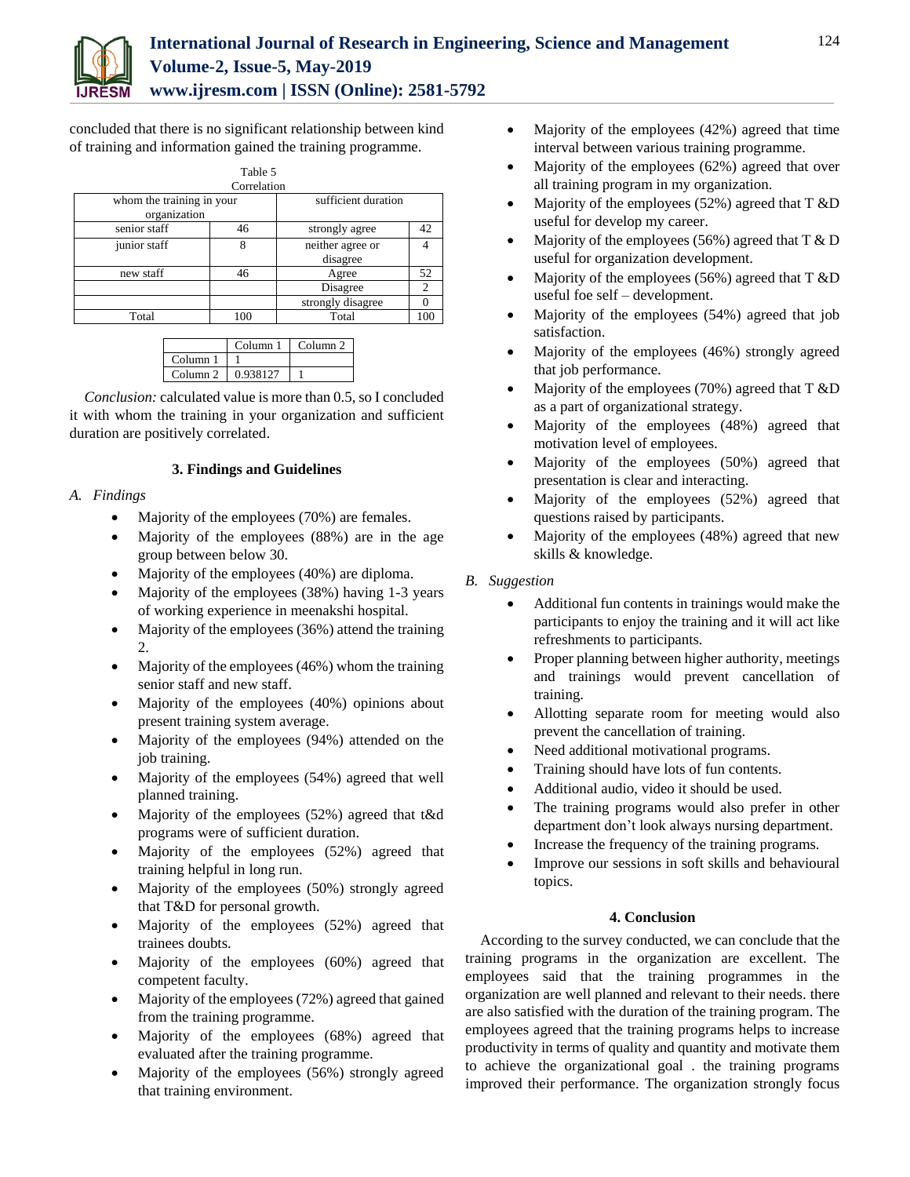concluded that there is no significant relationship between kind of training and information gained the training programme.

Table 5
Correlation

| whom the training in your organization | | sufficient duration | |
|---|---|---|---|
| senior staff | 46 | strongly agree | 42 |
| junior staff | 8 | neither agree or disagree | 4 |
| new staff | 46 | Agree | 52 |
| | | Disagree | 2 |
| | | strongly disagree | 0 |
| Total | 100 | Total | 100 |

| | Column 1 | Column 2 |
|---|---|---|
| Column 1 | 1 | |
| Column 2 | 0.938127 | 1 |

*Conclusion:* calculated value is more than 0.5, so I concluded it with whom the training in your organization and sufficient duration are positively correlated.

## 3. Findings and Guidelines

### A. Findings

- Majority of the employees (70%) are females.
- Majority of the employees (88%) are in the age group between below 30.
- Majority of the employees (40%) are diploma.
- Majority of the employees (38%) having 1-3 years of working experience in meenakshi hospital.
- Majority of the employees (36%) attend the training 2.
- Majority of the employees (46%) whom the training senior staff and new staff.
- Majority of the employees (40%) opinions about present training system average.
- Majority of the employees (94%) attended on the job training.
- Majority of the employees (54%) agreed that well planned training.
- Majority of the employees (52%) agreed that t&d programs were of sufficient duration.
- Majority of the employees (52%) agreed that training helpful in long run.
- Majority of the employees (50%) strongly agreed that T&D for personal growth.
- Majority of the employees (52%) agreed that trainees doubts.
- Majority of the employees (60%) agreed that competent faculty.
- Majority of the employees (72%) agreed that gained from the training programme.
- Majority of the employees (68%) agreed that evaluated after the training programme.
- Majority of the employees (56%) strongly agreed that training environment.
- Majority of the employees (42%) agreed that time interval between various training programme.
- Majority of the employees (62%) agreed that over all training program in my organization.
- Majority of the employees (52%) agreed that T &D useful for develop my career.
- Majority of the employees (56%) agreed that T & D useful for organization development.
- Majority of the employees (56%) agreed that T &D useful foe self – development.
- Majority of the employees (54%) agreed that job satisfaction.
- Majority of the employees (46%) strongly agreed that job performance.
- Majority of the employees (70%) agreed that T &D as a part of organizational strategy.
- Majority of the employees (48%) agreed that motivation level of employees.
- Majority of the employees (50%) agreed that presentation is clear and interacting.
- Majority of the employees (52%) agreed that questions raised by participants.
- Majority of the employees (48%) agreed that new skills & knowledge.

### B. Suggestion

- Additional fun contents in trainings would make the participants to enjoy the training and it will act like refreshments to participants.
- Proper planning between higher authority, meetings and trainings would prevent cancellation of training.
- Allotting separate room for meeting would also prevent the cancellation of training.
- Need additional motivational programs.
- Training should have lots of fun contents.
- Additional audio, video it should be used.
- The training programs would also prefer in other department don't look always nursing department.
- Increase the frequency of the training programs.
- Improve our sessions in soft skills and behavioural topics.

## 4. Conclusion

According to the survey conducted, we can conclude that the training programs in the organization are excellent. The employees said that the training programmes in the organization are well planned and relevant to their needs. there are also satisfied with the duration of the training program. The employees agreed that the training programs helps to increase productivity in terms of quality and quantity and motivate them to achieve the organizational goal . the training programs improved their performance. The organization strongly focus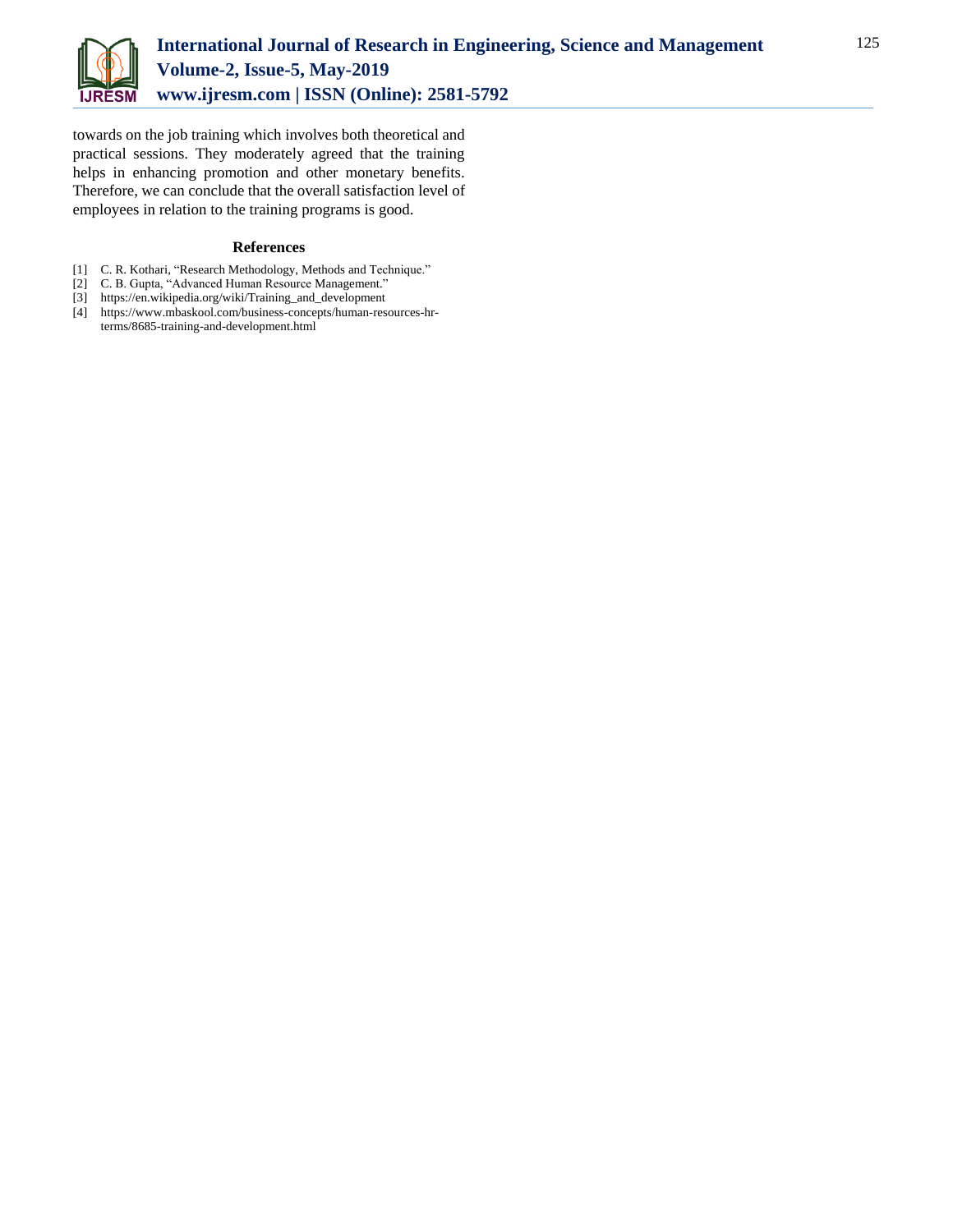towards on the job training which involves both theoretical and practical sessions. They moderately agreed that the training helps in enhancing promotion and other monetary benefits. Therefore, we can conclude that the overall satisfaction level of employees in relation to the training programs is good.

## References

[1] C. R. Kothari, "Research Methodology, Methods and Technique."
[2] C. B. Gupta, "Advanced Human Resource Management."
[3] https://en.wikipedia.org/wiki/Training_and_development
[4] https://www.mbaskool.com/business-concepts/human-resources-hr-terms/8685-training-and-development.html